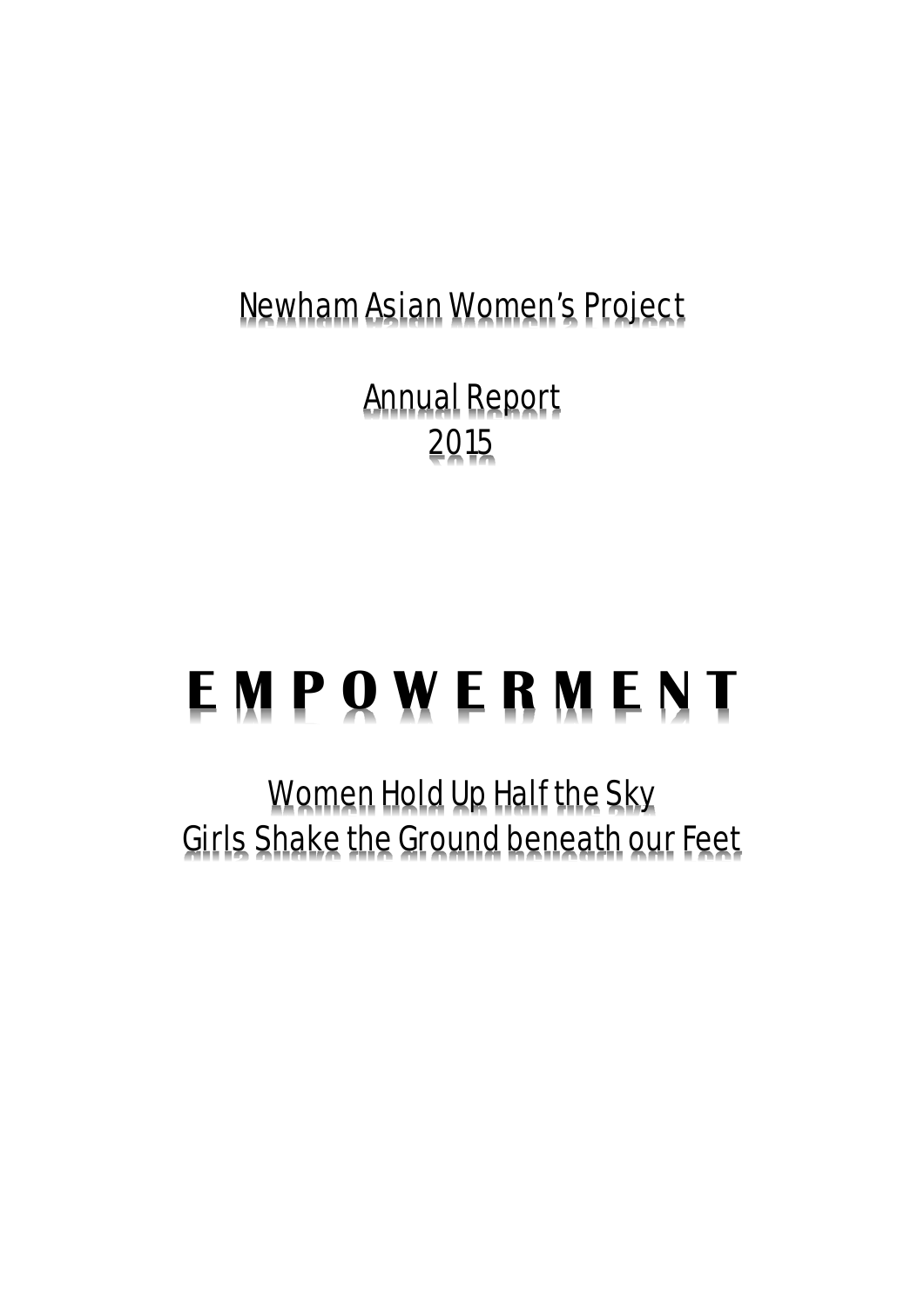Newham Asian Women's Project

Annual Report
2015

# E M P O W E R M E N T

Women Hold Up Half the Sky
Girls Shake the Ground beneath our Feet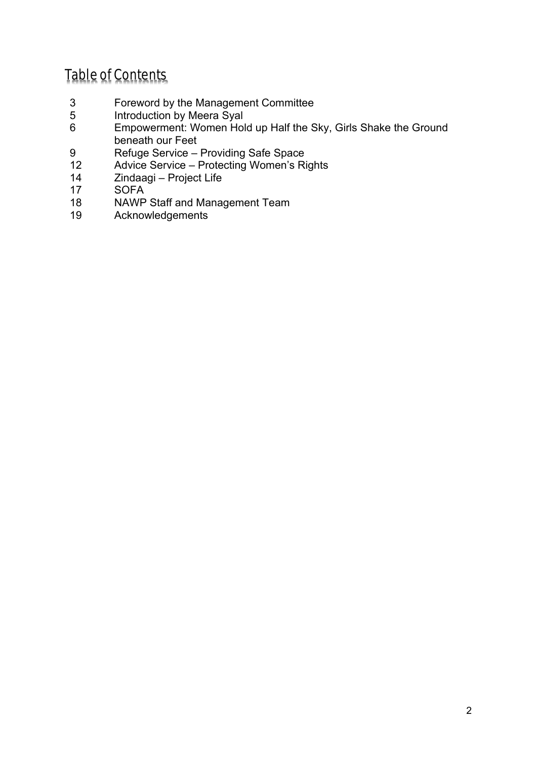# Table of Contents

| | |
|---|---|
| 3 | Foreword by the Management Committee |
| 5 | Introduction by Meera Syal |
| 6 | Empowerment: Women Hold up Half the Sky, Girls Shake the Ground beneath our Feet |
| 9 | Refuge Service – Providing Safe Space |
| 12 | Advice Service – Protecting Women's Rights |
| 14 | Zindaagi – Project Life |
| 17 | SOFA |
| 18 | NAWP Staff and Management Team |
| 19 | Acknowledgements |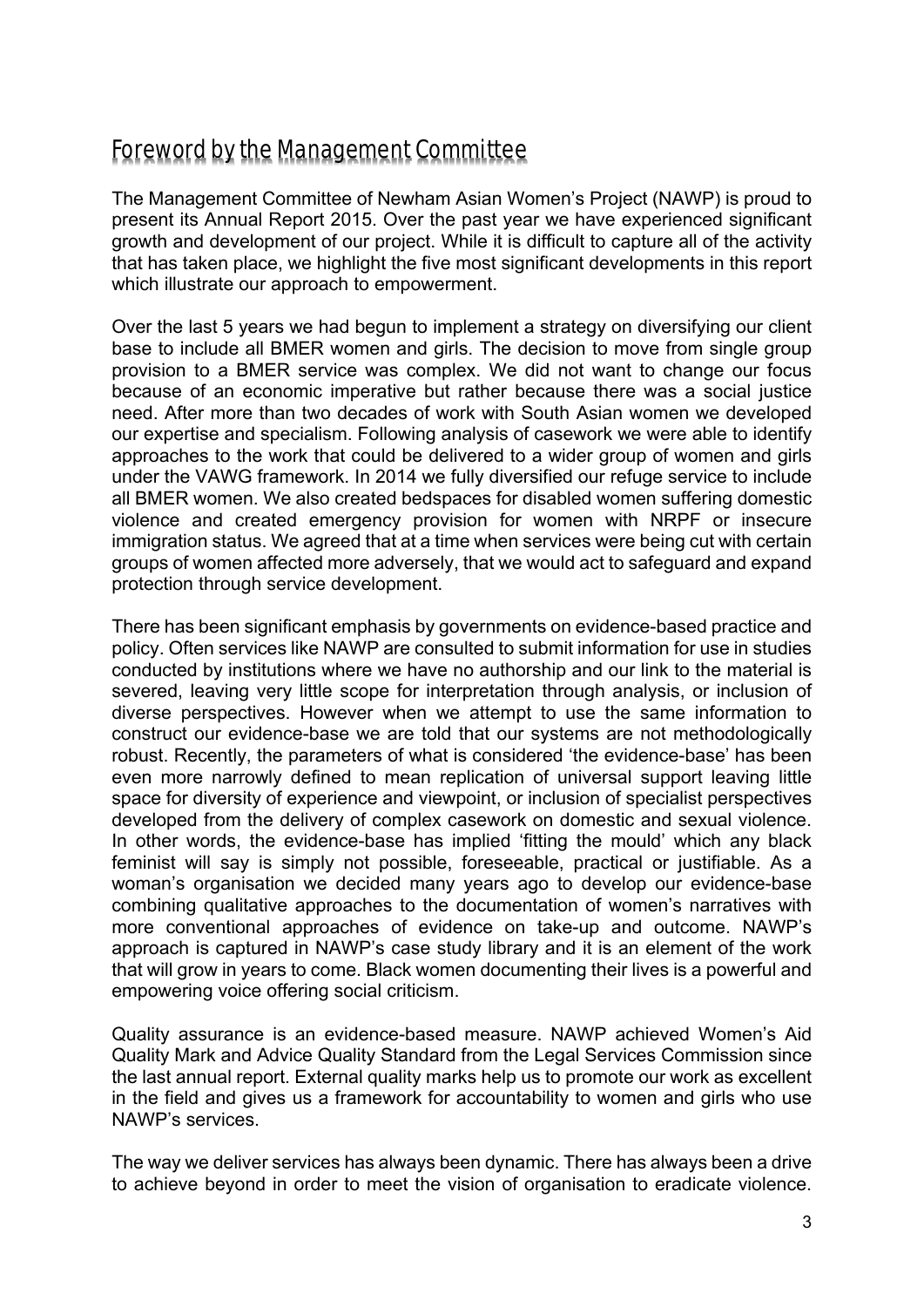## Foreword by the Management Committee

The Management Committee of Newham Asian Women's Project (NAWP) is proud to present its Annual Report 2015. Over the past year we have experienced significant growth and development of our project. While it is difficult to capture all of the activity that has taken place, we highlight the five most significant developments in this report which illustrate our approach to empowerment.

Over the last 5 years we had begun to implement a strategy on diversifying our client base to include all BMER women and girls. The decision to move from single group provision to a BMER service was complex. We did not want to change our focus because of an economic imperative but rather because there was a social justice need. After more than two decades of work with South Asian women we developed our expertise and specialism. Following analysis of casework we were able to identify approaches to the work that could be delivered to a wider group of women and girls under the VAWG framework. In 2014 we fully diversified our refuge service to include all BMER women. We also created bedspaces for disabled women suffering domestic violence and created emergency provision for women with NRPF or insecure immigration status. We agreed that at a time when services were being cut with certain groups of women affected more adversely, that we would act to safeguard and expand protection through service development.

There has been significant emphasis by governments on evidence-based practice and policy. Often services like NAWP are consulted to submit information for use in studies conducted by institutions where we have no authorship and our link to the material is severed, leaving very little scope for interpretation through analysis, or inclusion of diverse perspectives. However when we attempt to use the same information to construct our evidence-base we are told that our systems are not methodologically robust. Recently, the parameters of what is considered 'the evidence-base' has been even more narrowly defined to mean replication of universal support leaving little space for diversity of experience and viewpoint, or inclusion of specialist perspectives developed from the delivery of complex casework on domestic and sexual violence. In other words, the evidence-base has implied 'fitting the mould' which any black feminist will say is simply not possible, foreseeable, practical or justifiable. As a woman's organisation we decided many years ago to develop our evidence-base combining qualitative approaches to the documentation of women's narratives with more conventional approaches of evidence on take-up and outcome. NAWP's approach is captured in NAWP's case study library and it is an element of the work that will grow in years to come. Black women documenting their lives is a powerful and empowering voice offering social criticism.

Quality assurance is an evidence-based measure. NAWP achieved Women's Aid Quality Mark and Advice Quality Standard from the Legal Services Commission since the last annual report. External quality marks help us to promote our work as excellent in the field and gives us a framework for accountability to women and girls who use NAWP's services.

The way we deliver services has always been dynamic. There has always been a drive to achieve beyond in order to meet the vision of organisation to eradicate violence.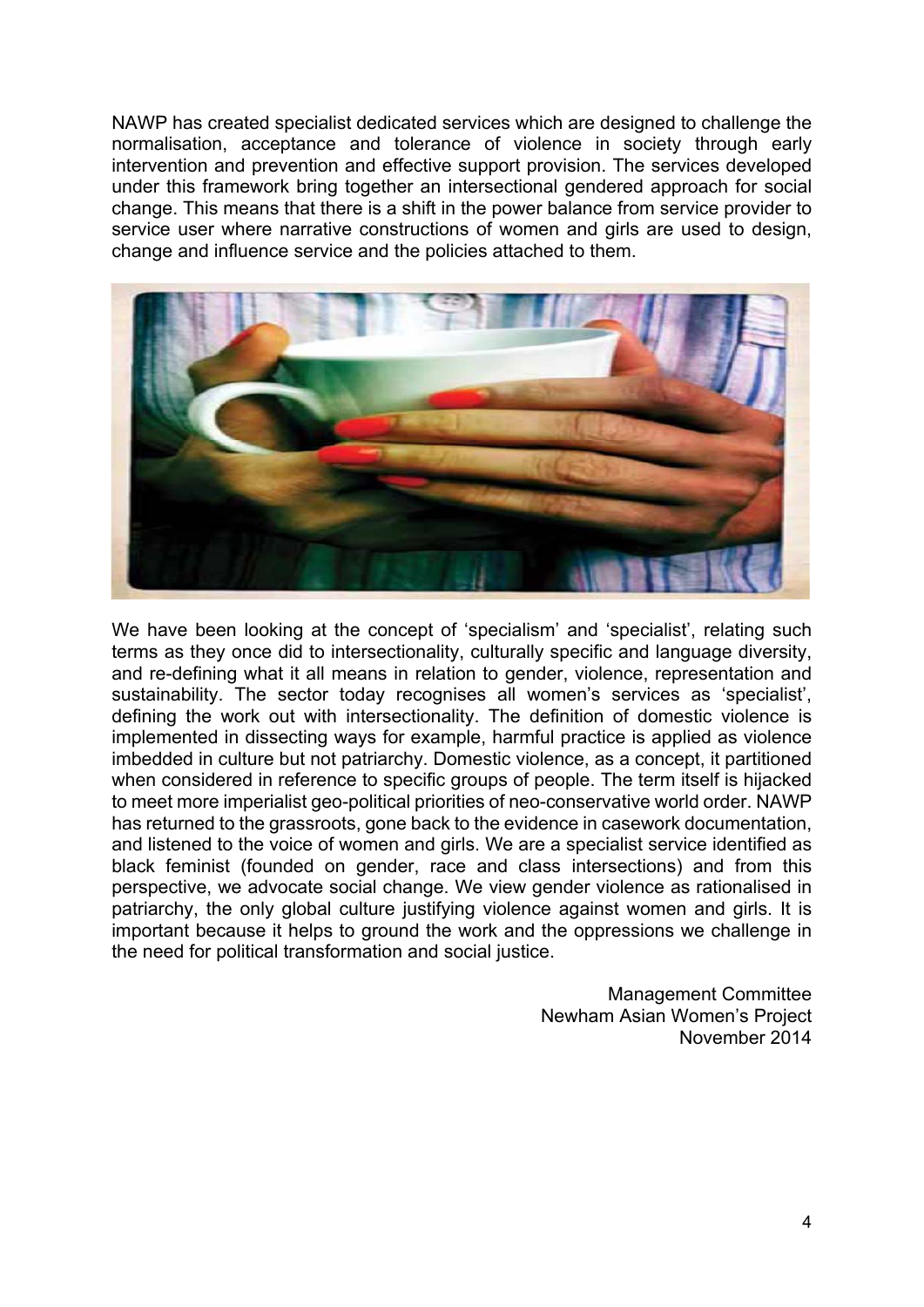NAWP has created specialist dedicated services which are designed to challenge the normalisation, acceptance and tolerance of violence in society through early intervention and prevention and effective support provision. The services developed under this framework bring together an intersectional gendered approach for social change. This means that there is a shift in the power balance from service provider to service user where narrative constructions of women and girls are used to design, change and influence service and the policies attached to them.

We have been looking at the concept of 'specialism' and 'specialist', relating such terms as they once did to intersectionality, culturally specific and language diversity, and re-defining what it all means in relation to gender, violence, representation and sustainability. The sector today recognises all women's services as 'specialist', defining the work out with intersectionality. The definition of domestic violence is implemented in dissecting ways for example, harmful practice is applied as violence imbedded in culture but not patriarchy. Domestic violence, as a concept, it partitioned when considered in reference to specific groups of people. The term itself is hijacked to meet more imperialist geo-political priorities of neo-conservative world order. NAWP has returned to the grassroots, gone back to the evidence in casework documentation, and listened to the voice of women and girls. We are a specialist service identified as black feminist (founded on gender, race and class intersections) and from this perspective, we advocate social change. We view gender violence as rationalised in patriarchy, the only global culture justifying violence against women and girls. It is important because it helps to ground the work and the oppressions we challenge in the need for political transformation and social justice.

Management Committee
Newham Asian Women's Project
November 2014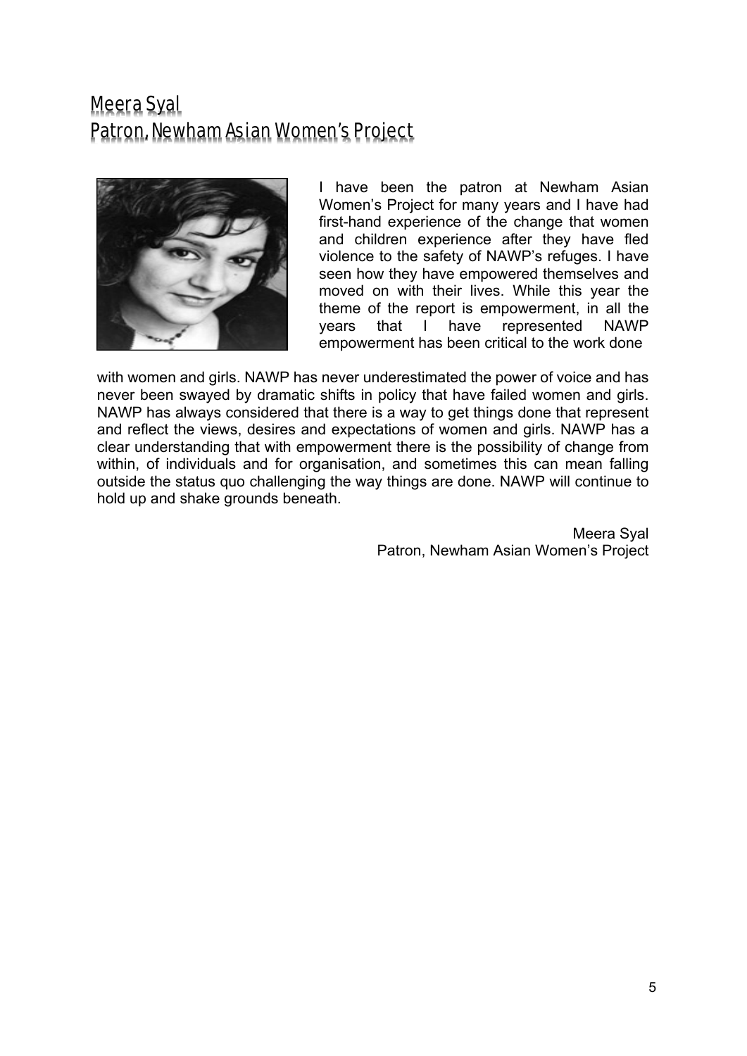## Meera Syal
## Patron, Newham Asian Women's Project

I have been the patron at Newham Asian Women's Project for many years and I have had first-hand experience of the change that women and children experience after they have fled violence to the safety of NAWP's refuges. I have seen how they have empowered themselves and moved on with their lives. While this year the theme of the report is empowerment, in all the years that I have represented NAWP empowerment has been critical to the work done with women and girls. NAWP has never underestimated the power of voice and has never been swayed by dramatic shifts in policy that have failed women and girls. NAWP has always considered that there is a way to get things done that represent and reflect the views, desires and expectations of women and girls. NAWP has a clear understanding that with empowerment there is the possibility of change from within, of individuals and for organisation, and sometimes this can mean falling outside the status quo challenging the way things are done. NAWP will continue to hold up and shake grounds beneath.

Meera Syal
Patron, Newham Asian Women's Project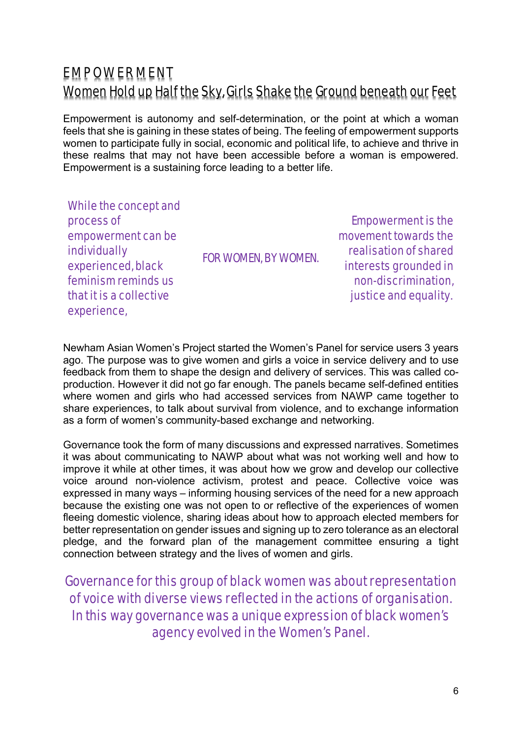# EMPOWERMENT

## Women Hold up Half the Sky, Girls Shake the Ground beneath our Feet

Empowerment is autonomy and self-determination, or the point at which a woman feels that she is gaining in these states of being. The feeling of empowerment supports women to participate fully in social, economic and political life, to achieve and thrive in these realms that may not have been accessible before a woman is empowered. Empowerment is a sustaining force leading to a better life.

While the concept and process of empowerment can be individually experienced, black feminism reminds us that it is a collective experience,

FOR WOMEN, BY WOMEN.

Empowerment is the movement towards the realisation of shared interests grounded in non-discrimination, justice and equality.

Newham Asian Women's Project started the Women's Panel for service users 3 years ago. The purpose was to give women and girls a voice in service delivery and to use feedback from them to shape the design and delivery of services. This was called co-production. However it did not go far enough. The panels became self-defined entities where women and girls who had accessed services from NAWP came together to share experiences, to talk about survival from violence, and to exchange information as a form of women's community-based exchange and networking.

Governance took the form of many discussions and expressed narratives. Sometimes it was about communicating to NAWP about what was not working well and how to improve it while at other times, it was about how we grow and develop our collective voice around non-violence activism, protest and peace. Collective voice was expressed in many ways – informing housing services of the need for a new approach because the existing one was not open to or reflective of the experiences of women fleeing domestic violence, sharing ideas about how to approach elected members for better representation on gender issues and signing up to zero tolerance as an electoral pledge, and the forward plan of the management committee ensuring a tight connection between strategy and the lives of women and girls.

Governance for this group of black women was about representation of voice with diverse views reflected in the actions of organisation. In this way governance was a unique expression of black women's agency evolved in the Women's Panel.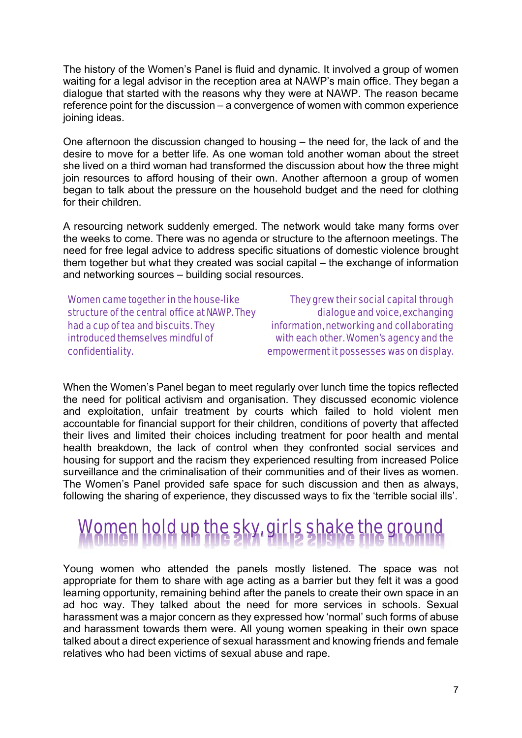The history of the Women's Panel is fluid and dynamic. It involved a group of women waiting for a legal advisor in the reception area at NAWP's main office. They began a dialogue that started with the reasons why they were at NAWP. The reason became reference point for the discussion – a convergence of women with common experience joining ideas.

One afternoon the discussion changed to housing – the need for, the lack of and the desire to move for a better life. As one woman told another woman about the street she lived on a third woman had transformed the discussion about how the three might join resources to afford housing of their own. Another afternoon a group of women began to talk about the pressure on the household budget and the need for clothing for their children.

A resourcing network suddenly emerged. The network would take many forms over the weeks to come. There was no agenda or structure to the afternoon meetings. The need for free legal advice to address specific situations of domestic violence brought them together but what they created was social capital – the exchange of information and networking sources – building social resources.

> Women came together in the house-like structure of the central office at NAWP. They had a cup of tea and biscuits. They introduced themselves mindful of confidentiality.

> They grew their social capital through dialogue and voice, exchanging information, networking and collaborating with each other. Women's agency and the empowerment it possesses was on display.

When the Women's Panel began to meet regularly over lunch time the topics reflected the need for political activism and organisation. They discussed economic violence and exploitation, unfair treatment by courts which failed to hold violent men accountable for financial support for their children, conditions of poverty that affected their lives and limited their choices including treatment for poor health and mental health breakdown, the lack of control when they confronted social services and housing for support and the racism they experienced resulting from increased Police surveillance and the criminalisation of their communities and of their lives as women. The Women's Panel provided safe space for such discussion and then as always, following the sharing of experience, they discussed ways to fix the 'terrible social ills'.

## Women hold up the sky, girls shake the ground

Young women who attended the panels mostly listened. The space was not appropriate for them to share with age acting as a barrier but they felt it was a good learning opportunity, remaining behind after the panels to create their own space in an ad hoc way. They talked about the need for more services in schools. Sexual harassment was a major concern as they expressed how 'normal' such forms of abuse and harassment towards them were. All young women speaking in their own space talked about a direct experience of sexual harassment and knowing friends and female relatives who had been victims of sexual abuse and rape.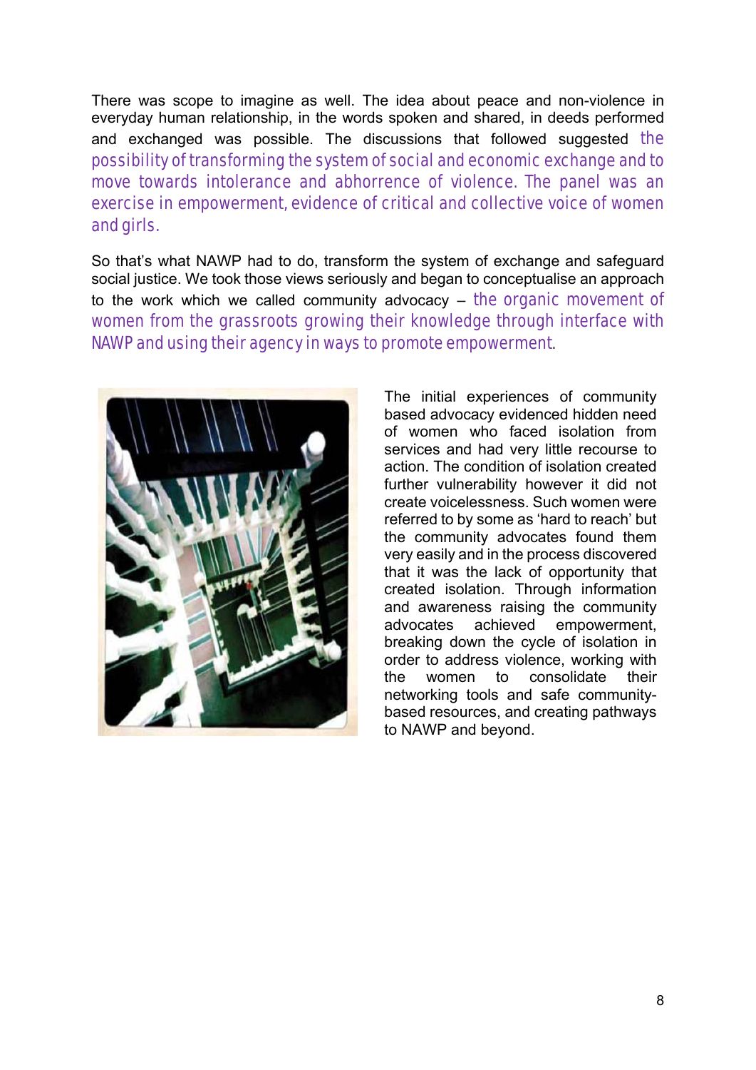There was scope to imagine as well. The idea about peace and non-violence in everyday human relationship, in the words spoken and shared, in deeds performed and exchanged was possible. The discussions that followed suggested *the possibility of transforming the system of social and economic exchange and to move towards intolerance and abhorrence of violence. The panel was an exercise in empowerment, evidence of critical and collective voice of women and girls.*

So that's what NAWP had to do, transform the system of exchange and safeguard social justice. We took those views seriously and began to conceptualise an approach to the work which we called community advocacy – *the organic movement of women from the grassroots growing their knowledge through interface with NAWP and using their agency in ways to promote empowerment*.

The initial experiences of community based advocacy evidenced hidden need of women who faced isolation from services and had very little recourse to action. The condition of isolation created further vulnerability however it did not create voicelessness. Such women were referred to by some as 'hard to reach' but the community advocates found them very easily and in the process discovered that it was the lack of opportunity that created isolation. Through information and awareness raising the community advocates achieved empowerment, breaking down the cycle of isolation in order to address violence, working with the women to consolidate their networking tools and safe community-based resources, and creating pathways to NAWP and beyond.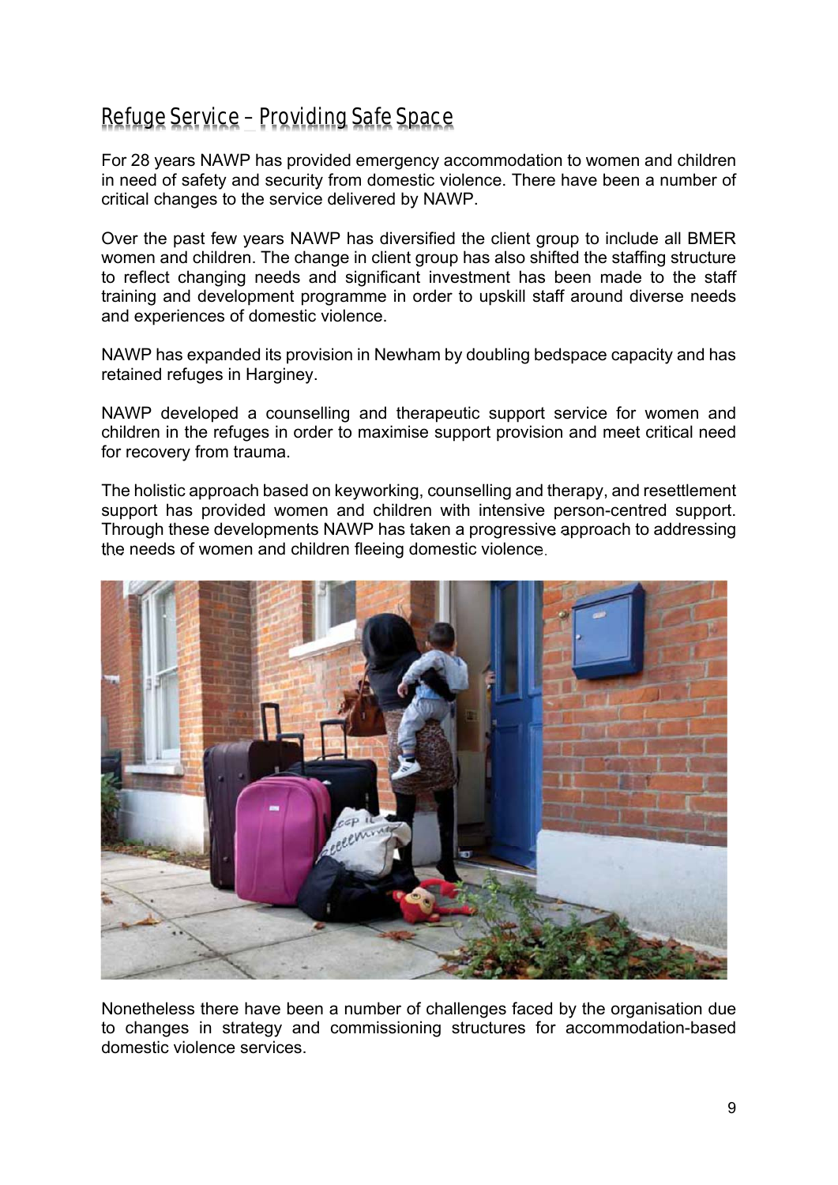## Refuge Service – Providing Safe Space

For 28 years NAWP has provided emergency accommodation to women and children in need of safety and security from domestic violence. There have been a number of critical changes to the service delivered by NAWP.

Over the past few years NAWP has diversified the client group to include all BMER women and children. The change in client group has also shifted the staffing structure to reflect changing needs and significant investment has been made to the staff training and development programme in order to upskill staff around diverse needs and experiences of domestic violence.

NAWP has expanded its provision in Newham by doubling bedspace capacity and has retained refuges in Harginey.

NAWP developed a counselling and therapeutic support service for women and children in the refuges in order to maximise support provision and meet critical need for recovery from trauma.

The holistic approach based on keyworking, counselling and therapy, and resettlement support has provided women and children with intensive person-centred support. Through these developments NAWP has taken a progressive approach to addressing the needs of women and children fleeing domestic violence.

Nonetheless there have been a number of challenges faced by the organisation due to changes in strategy and commissioning structures for accommodation-based domestic violence services.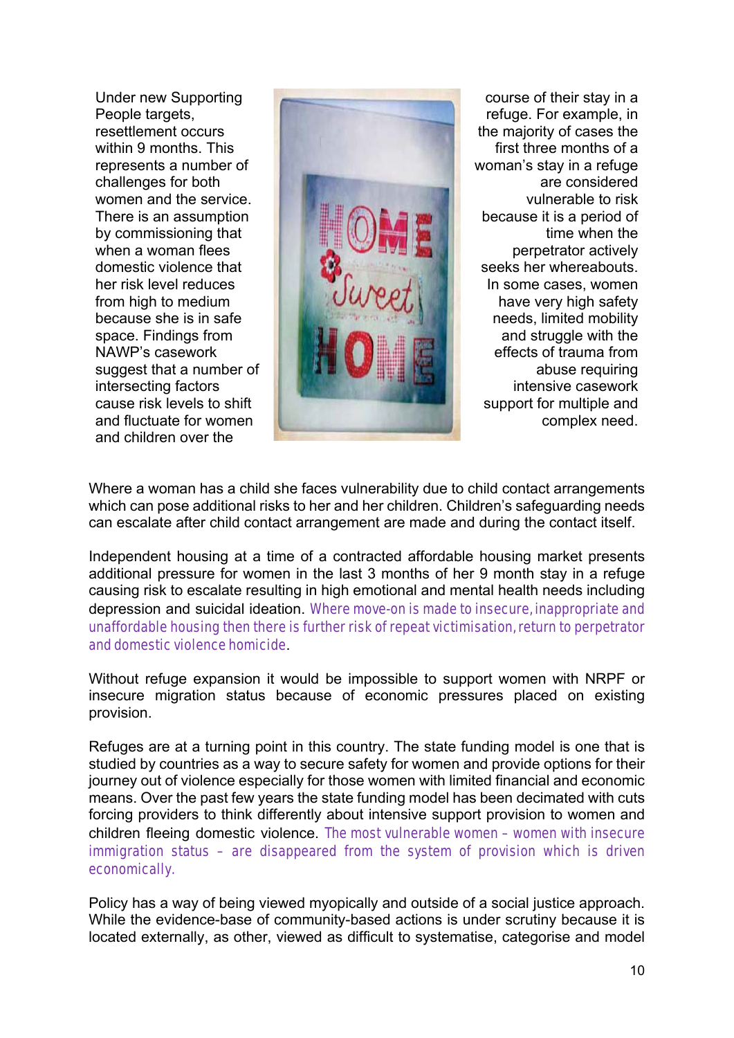Under new Supporting People targets, resettlement occurs within 9 months. This represents a number of challenges for both women and the service. There is an assumption by commissioning that when a woman flees domestic violence that her risk level reduces from high to medium because she is in safe space. Findings from NAWP's casework suggest that a number of intersecting factors cause risk levels to shift and fluctuate for women and children over the course of their stay in a refuge. For example, in the majority of cases the first three months of a woman's stay in a refuge are considered vulnerable to risk because it is a period of time when the perpetrator actively seeks her whereabouts. In some cases, women have very high safety needs, limited mobility and struggle with the effects of trauma from abuse requiring intensive casework support for multiple and complex need.

Where a woman has a child she faces vulnerability due to child contact arrangements which can pose additional risks to her and her children. Children's safeguarding needs can escalate after child contact arrangement are made and during the contact itself.

Independent housing at a time of a contracted affordable housing market presents additional pressure for women in the last 3 months of her 9 month stay in a refuge causing risk to escalate resulting in high emotional and mental health needs including depression and suicidal ideation. Where move-on is made to insecure, inappropriate and unaffordable housing then there is further risk of repeat victimisation, return to perpetrator and domestic violence homicide.

Without refuge expansion it would be impossible to support women with NRPF or insecure migration status because of economic pressures placed on existing provision.

Refuges are at a turning point in this country. The state funding model is one that is studied by countries as a way to secure safety for women and provide options for their journey out of violence especially for those women with limited financial and economic means. Over the past few years the state funding model has been decimated with cuts forcing providers to think differently about intensive support provision to women and children fleeing domestic violence. The most vulnerable women – women with insecure immigration status – are disappeared from the system of provision which is driven economically.

Policy has a way of being viewed myopically and outside of a social justice approach. While the evidence-base of community-based actions is under scrutiny because it is located externally, as other, viewed as difficult to systematise, categorise and model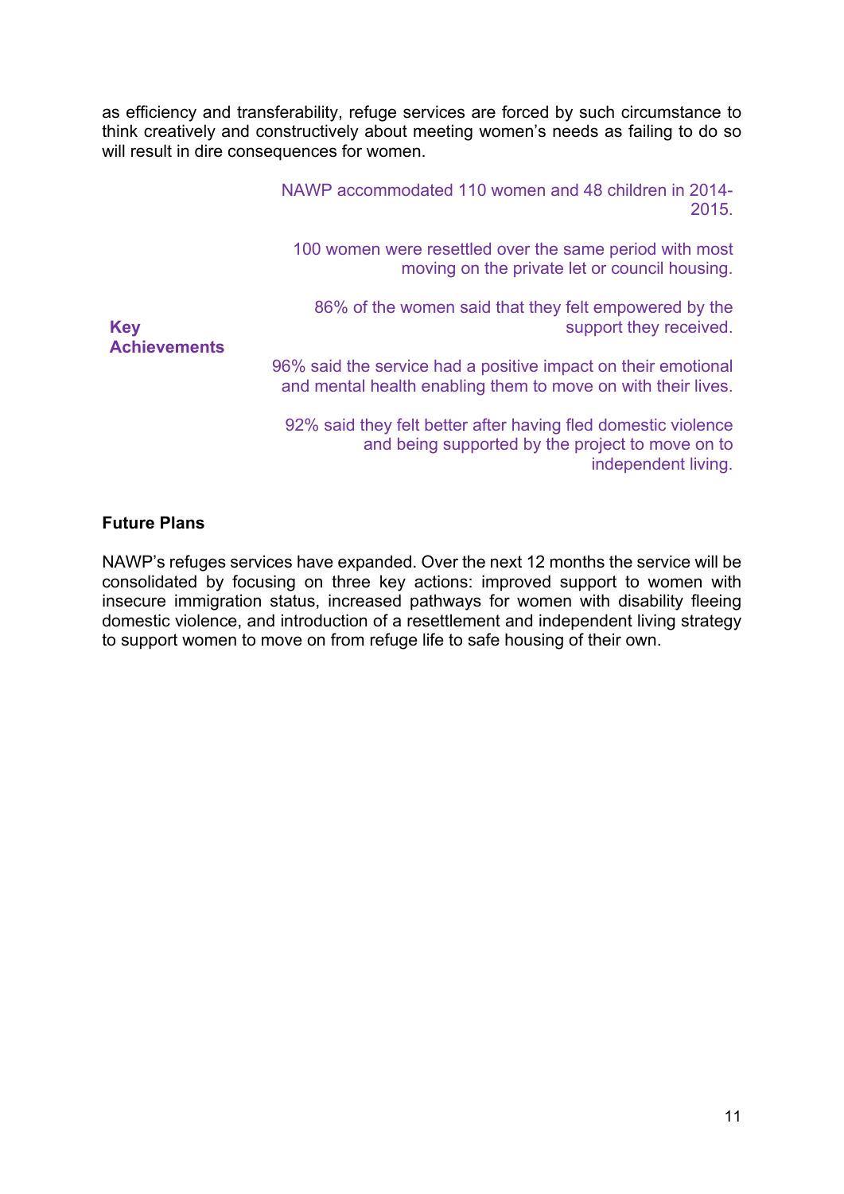as efficiency and transferability, refuge services are forced by such circumstance to think creatively and constructively about meeting women's needs as failing to do so will result in dire consequences for women.

**Key Achievements**

NAWP accommodated 110 women and 48 children in 2014-2015.

100 women were resettled over the same period with most moving on the private let or council housing.

86% of the women said that they felt empowered by the support they received.

96% said the service had a positive impact on their emotional and mental health enabling them to move on with their lives.

92% said they felt better after having fled domestic violence and being supported by the project to move on to independent living.

**Future Plans**

NAWP's refuges services have expanded. Over the next 12 months the service will be consolidated by focusing on three key actions: improved support to women with insecure immigration status, increased pathways for women with disability fleeing domestic violence, and introduction of a resettlement and independent living strategy to support women to move on from refuge life to safe housing of their own.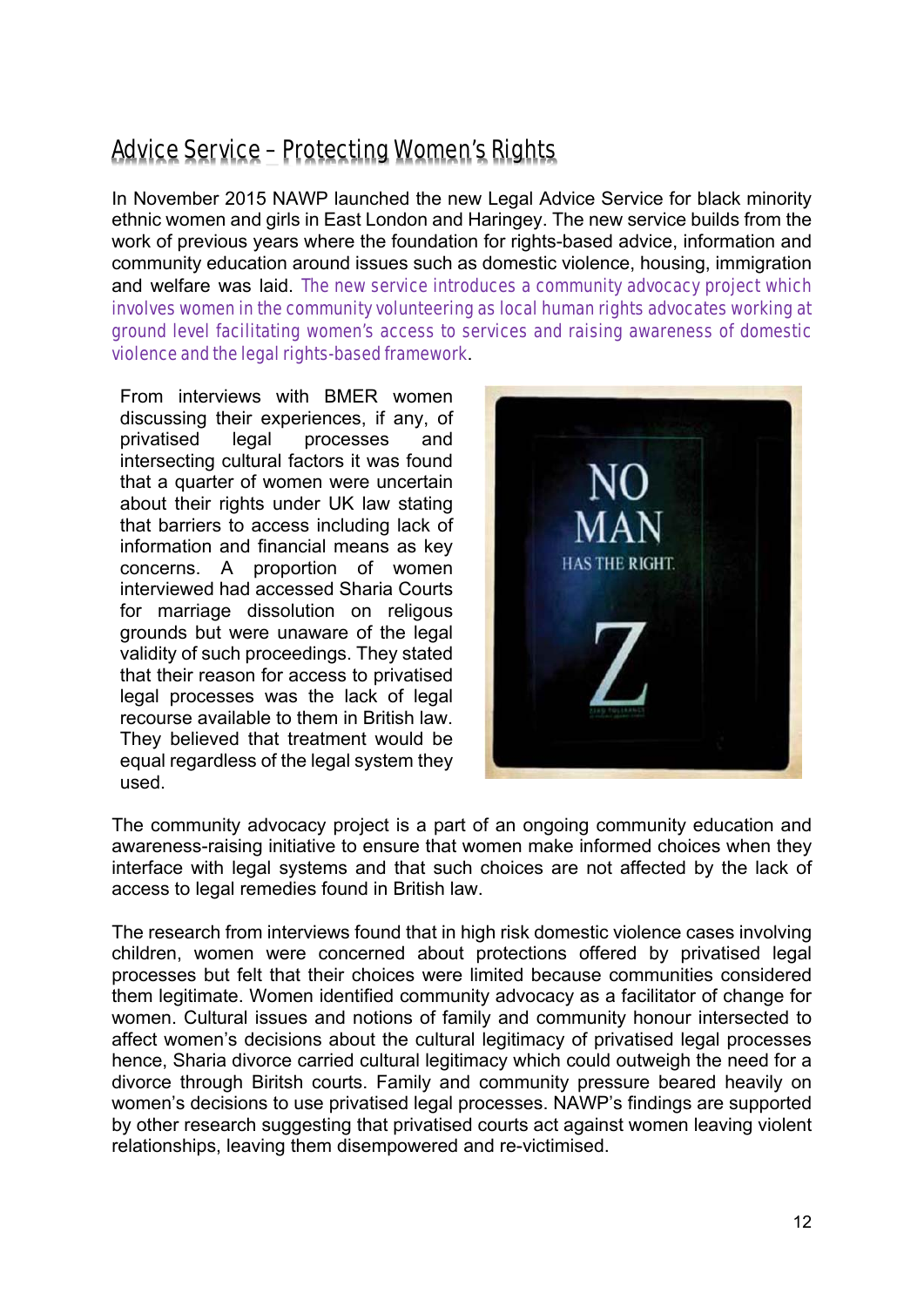## Advice Service – Protecting Women's Rights

In November 2015 NAWP launched the new Legal Advice Service for black minority ethnic women and girls in East London and Haringey. The new service builds from the work of previous years where the foundation for rights-based advice, information and community education around issues such as domestic violence, housing, immigration and welfare was laid. The new service introduces a community advocacy project which involves women in the community volunteering as local human rights advocates working at ground level facilitating women's access to services and raising awareness of domestic violence and the legal rights-based framework.

From interviews with BMER women discussing their experiences, if any, of privatised legal processes and intersecting cultural factors it was found that a quarter of women were uncertain about their rights under UK law stating that barriers to access including lack of information and financial means as key concerns. A proportion of women interviewed had accessed Sharia Courts for marriage dissolution on religous grounds but were unaware of the legal validity of such proceedings. They stated that their reason for access to privatised legal processes was the lack of legal recourse available to them in British law. They believed that treatment would be equal regardless of the legal system they used.

The community advocacy project is a part of an ongoing community education and awareness-raising initiative to ensure that women make informed choices when they interface with legal systems and that such choices are not affected by the lack of access to legal remedies found in British law.

The research from interviews found that in high risk domestic violence cases involving children, women were concerned about protections offered by privatised legal processes but felt that their choices were limited because communities considered them legitimate. Women identified community advocacy as a facilitator of change for women. Cultural issues and notions of family and community honour intersected to affect women's decisions about the cultural legitimacy of privatised legal processes hence, Sharia divorce carried cultural legitimacy which could outweigh the need for a divorce through Biritsh courts. Family and community pressure beared heavily on women's decisions to use privatised legal processes. NAWP's findings are supported by other research suggesting that privatised courts act against women leaving violent relationships, leaving them disempowered and re-victimised.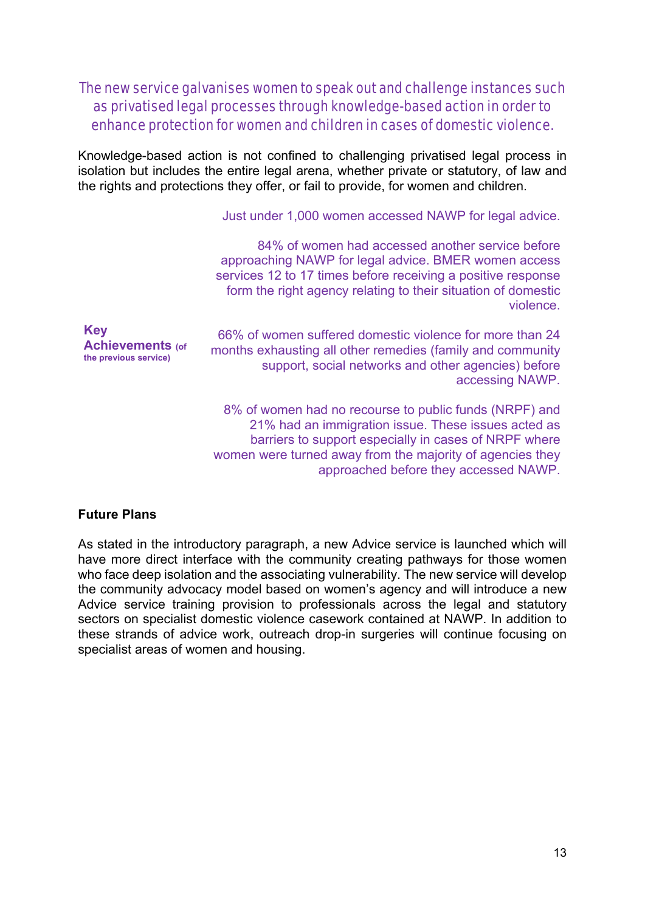*The new service galvanises women to speak out and challenge instances such as privatised legal processes through knowledge-based action in order to enhance protection for women and children in cases of domestic violence.*

Knowledge-based action is not confined to challenging privatised legal process in isolation but includes the entire legal arena, whether private or statutory, of law and the rights and protections they offer, or fail to provide, for women and children.

**Key Achievements** (of the previous service)

Just under 1,000 women accessed NAWP for legal advice.

84% of women had accessed another service before approaching NAWP for legal advice. BMER women access services 12 to 17 times before receiving a positive response form the right agency relating to their situation of domestic violence.

66% of women suffered domestic violence for more than 24 months exhausting all other remedies (family and community support, social networks and other agencies) before accessing NAWP.

8% of women had no recourse to public funds (NRPF) and 21% had an immigration issue. These issues acted as barriers to support especially in cases of NRPF where women were turned away from the majority of agencies they approached before they accessed NAWP.

**Future Plans**

As stated in the introductory paragraph, a new Advice service is launched which will have more direct interface with the community creating pathways for those women who face deep isolation and the associating vulnerability. The new service will develop the community advocacy model based on women's agency and will introduce a new Advice service training provision to professionals across the legal and statutory sectors on specialist domestic violence casework contained at NAWP. In addition to these strands of advice work, outreach drop-in surgeries will continue focusing on specialist areas of women and housing.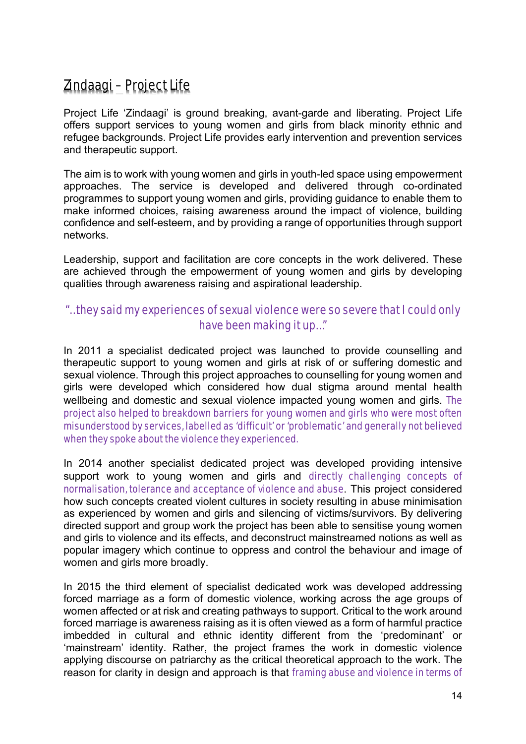## Zindaagi – Project Life

Project Life 'Zindaagi' is ground breaking, avant-garde and liberating. Project Life offers support services to young women and girls from black minority ethnic and refugee backgrounds. Project Life provides early intervention and prevention services and therapeutic support.

The aim is to work with young women and girls in youth-led space using empowerment approaches. The service is developed and delivered through co-ordinated programmes to support young women and girls, providing guidance to enable them to make informed choices, raising awareness around the impact of violence, building confidence and self-esteem, and by providing a range of opportunities through support networks.

Leadership, support and facilitation are core concepts in the work delivered. These are achieved through the empowerment of young women and girls by developing qualities through awareness raising and aspirational leadership.

> "..they said my experiences of sexual violence were so severe that I could only have been making it up..."

In 2011 a specialist dedicated project was launched to provide counselling and therapeutic support to young women and girls at risk of or suffering domestic and sexual violence. Through this project approaches to counselling for young women and girls were developed which considered how dual stigma around mental health wellbeing and domestic and sexual violence impacted young women and girls. The project also helped to breakdown barriers for young women and girls who were most often misunderstood by services, labelled as 'difficult' or 'problematic' and generally not believed when they spoke about the violence they experienced.

In 2014 another specialist dedicated project was developed providing intensive support work to young women and girls and directly challenging concepts of normalisation, tolerance and acceptance of violence and abuse. This project considered how such concepts created violent cultures in society resulting in abuse minimisation as experienced by women and girls and silencing of victims/survivors. By delivering directed support and group work the project has been able to sensitise young women and girls to violence and its effects, and deconstruct mainstreamed notions as well as popular imagery which continue to oppress and control the behaviour and image of women and girls more broadly.

In 2015 the third element of specialist dedicated work was developed addressing forced marriage as a form of domestic violence, working across the age groups of women affected or at risk and creating pathways to support. Critical to the work around forced marriage is awareness raising as it is often viewed as a form of harmful practice imbedded in cultural and ethnic identity different from the 'predominant' or 'mainstream' identity. Rather, the project frames the work in domestic violence applying discourse on patriarchy as the critical theoretical approach to the work. The reason for clarity in design and approach is that framing abuse and violence in terms of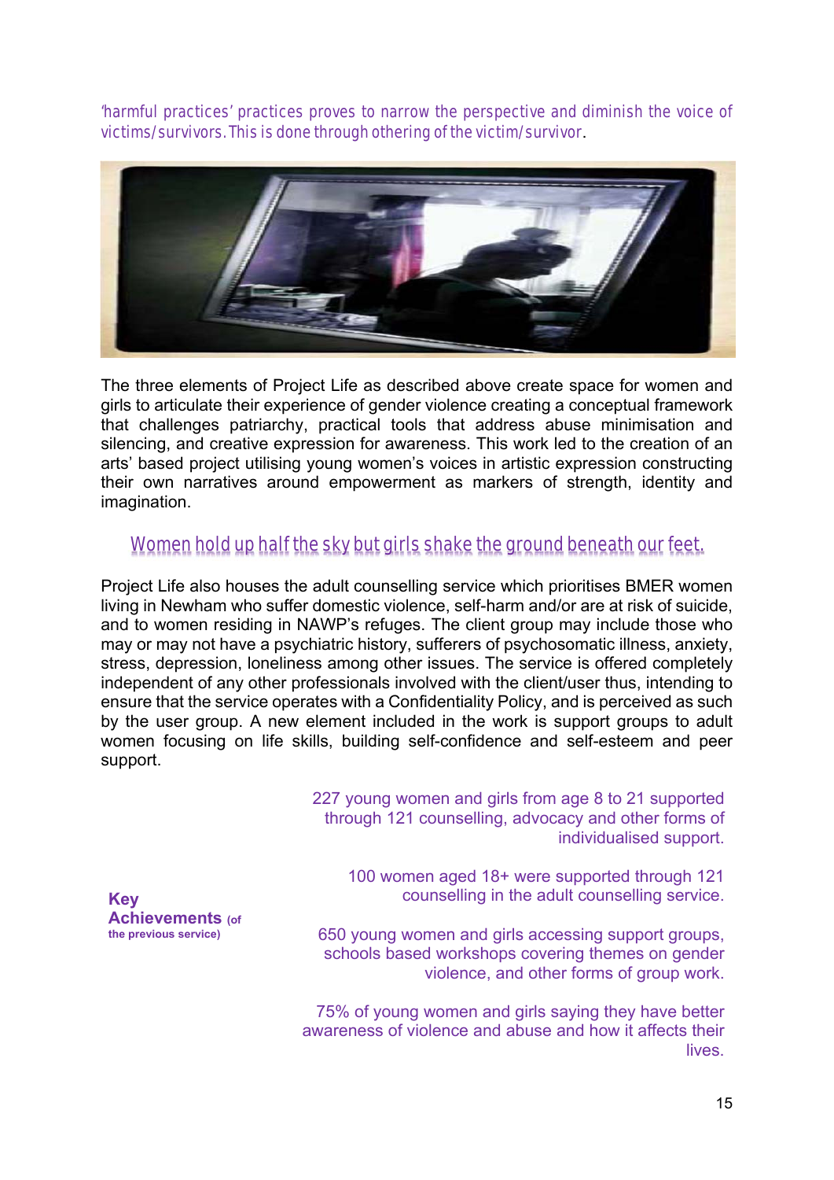*'harmful practices' practices proves to narrow the perspective and diminish the voice of victims/survivors. This is done through othering of the victim/survivor.*

The three elements of Project Life as described above create space for women and girls to articulate their experience of gender violence creating a conceptual framework that challenges patriarchy, practical tools that address abuse minimisation and silencing, and creative expression for awareness. This work led to the creation of an arts' based project utilising young women's voices in artistic expression constructing their own narratives around empowerment as markers of strength, identity and imagination.

*Women hold up half the sky but girls shake the ground beneath our feet.*

Project Life also houses the adult counselling service which prioritises BMER women living in Newham who suffer domestic violence, self-harm and/or are at risk of suicide, and to women residing in NAWP's refuges. The client group may include those who may or may not have a psychiatric history, sufferers of psychosomatic illness, anxiety, stress, depression, loneliness among other issues. The service is offered completely independent of any other professionals involved with the client/user thus, intending to ensure that the service operates with a Confidentiality Policy, and is perceived as such by the user group. A new element included in the work is support groups to adult women focusing on life skills, building self-confidence and self-esteem and peer support.

**Key Achievements** (of the previous service)

227 young women and girls from age 8 to 21 supported through 121 counselling, advocacy and other forms of individualised support.

100 women aged 18+ were supported through 121 counselling in the adult counselling service.

650 young women and girls accessing support groups, schools based workshops covering themes on gender violence, and other forms of group work.

75% of young women and girls saying they have better awareness of violence and abuse and how it affects their lives.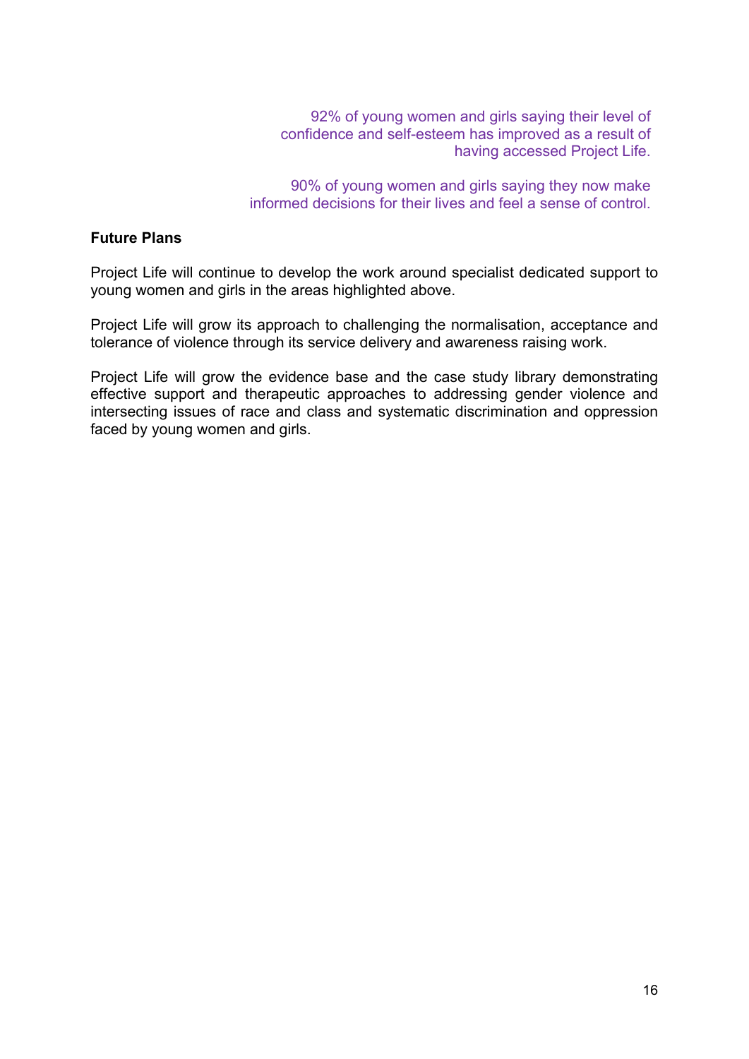92% of young women and girls saying their level of confidence and self-esteem has improved as a result of having accessed Project Life.

90% of young women and girls saying they now make informed decisions for their lives and feel a sense of control.

**Future Plans**

Project Life will continue to develop the work around specialist dedicated support to young women and girls in the areas highlighted above.

Project Life will grow its approach to challenging the normalisation, acceptance and tolerance of violence through its service delivery and awareness raising work.

Project Life will grow the evidence base and the case study library demonstrating effective support and therapeutic approaches to addressing gender violence and intersecting issues of race and class and systematic discrimination and oppression faced by young women and girls.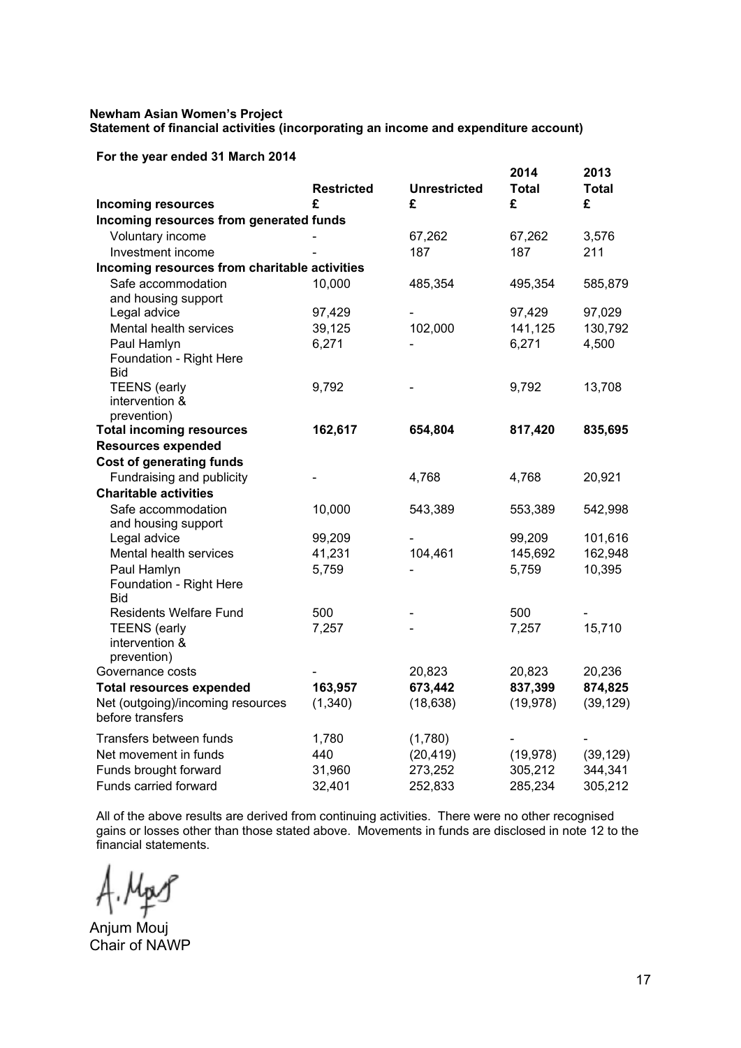**Newham Asian Women's Project**
**Statement of financial activities (incorporating an income and expenditure account)**

**For the year ended 31 March 2014**

| **Incoming resources** | **Restricted £** | **Unrestricted £** | **2014 Total £** | **2013 Total £** |
|---|---|---|---|---|
| **Incoming resources from generated funds** | | | | |
| Voluntary income | - | 67,262 | 67,262 | 3,576 |
| Investment income | - | 187 | 187 | 211 |
| **Incoming resources from charitable activities** | | | | |
| Safe accommodation and housing support | 10,000 | 485,354 | 495,354 | 585,879 |
| Legal advice | 97,429 | - | 97,429 | 97,029 |
| Mental health services | 39,125 | 102,000 | 141,125 | 130,792 |
| Paul Hamlyn Foundation - Right Here Bid | 6,271 | - | 6,271 | 4,500 |
| TEENS (early intervention & prevention) | 9,792 | - | 9,792 | 13,708 |
| **Total incoming resources** | **162,617** | **654,804** | **817,420** | **835,695** |
| **Resources expended** | | | | |
| **Cost of generating funds** | | | | |
| Fundraising and publicity | - | 4,768 | 4,768 | 20,921 |
| **Charitable activities** | | | | |
| Safe accommodation and housing support | 10,000 | 543,389 | 553,389 | 542,998 |
| Legal advice | 99,209 | - | 99,209 | 101,616 |
| Mental health services | 41,231 | 104,461 | 145,692 | 162,948 |
| Paul Hamlyn Foundation - Right Here Bid | 5,759 | - | 5,759 | 10,395 |
| Residents Welfare Fund | 500 | - | 500 | - |
| TEENS (early intervention & prevention) | 7,257 | - | 7,257 | 15,710 |
| Governance costs | - | 20,823 | 20,823 | 20,236 |
| **Total resources expended** | **163,957** | **673,442** | **837,399** | **874,825** |
| Net (outgoing)/incoming resources before transfers | (1,340) | (18,638) | (19,978) | (39,129) |
| Transfers between funds | 1,780 | (1,780) | - | - |
| Net movement in funds | 440 | (20,419) | (19,978) | (39,129) |
| Funds brought forward | 31,960 | 273,252 | 305,212 | 344,341 |
| Funds carried forward | 32,401 | 252,833 | 285,234 | 305,212 |

All of the above results are derived from continuing activities. There were no other recognised gains or losses other than those stated above. Movements in funds are disclosed in note 12 to the financial statements.

A. Mouj

Anjum Mouj
Chair of NAWP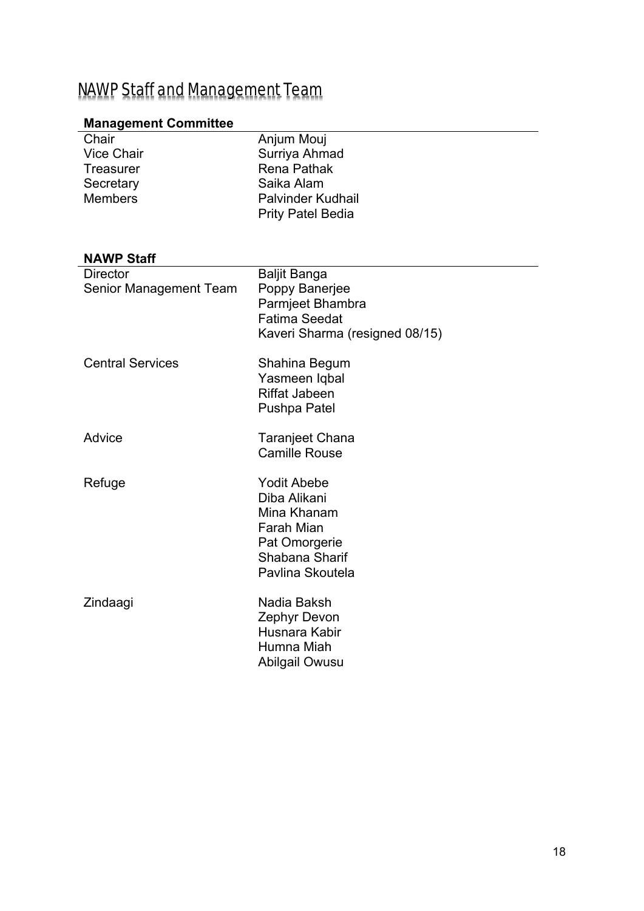# NAWP Staff and Management Team

## Management Committee

| | |
|---|---|
| Chair | Anjum Mouj |
| Vice Chair | Surriya Ahmad |
| Treasurer | Rena Pathak |
| Secretary | Saika Alam |
| Members | Palvinder Kudhail |
| | Prity Patel Bedia |

## NAWP Staff

| | |
|---|---|
| Director | Baljit Banga |
| Senior Management Team | Poppy Banerjee |
| | Parmjeet Bhambra |
| | Fatima Seedat |
| | Kaveri Sharma (resigned 08/15) |
| Central Services | Shahina Begum |
| | Yasmeen Iqbal |
| | Riffat Jabeen |
| | Pushpa Patel |
| Advice | Taranjeet Chana |
| | Camille Rouse |
| Refuge | Yodit Abebe |
| | Diba Alikani |
| | Mina Khanam |
| | Farah Mian |
| | Pat Omorgerie |
| | Shabana Sharif |
| | Pavlina Skoutela |
| Zindaagi | Nadia Baksh |
| | Zephyr Devon |
| | Husnara Kabir |
| | Humna Miah |
| | Abilgail Owusu |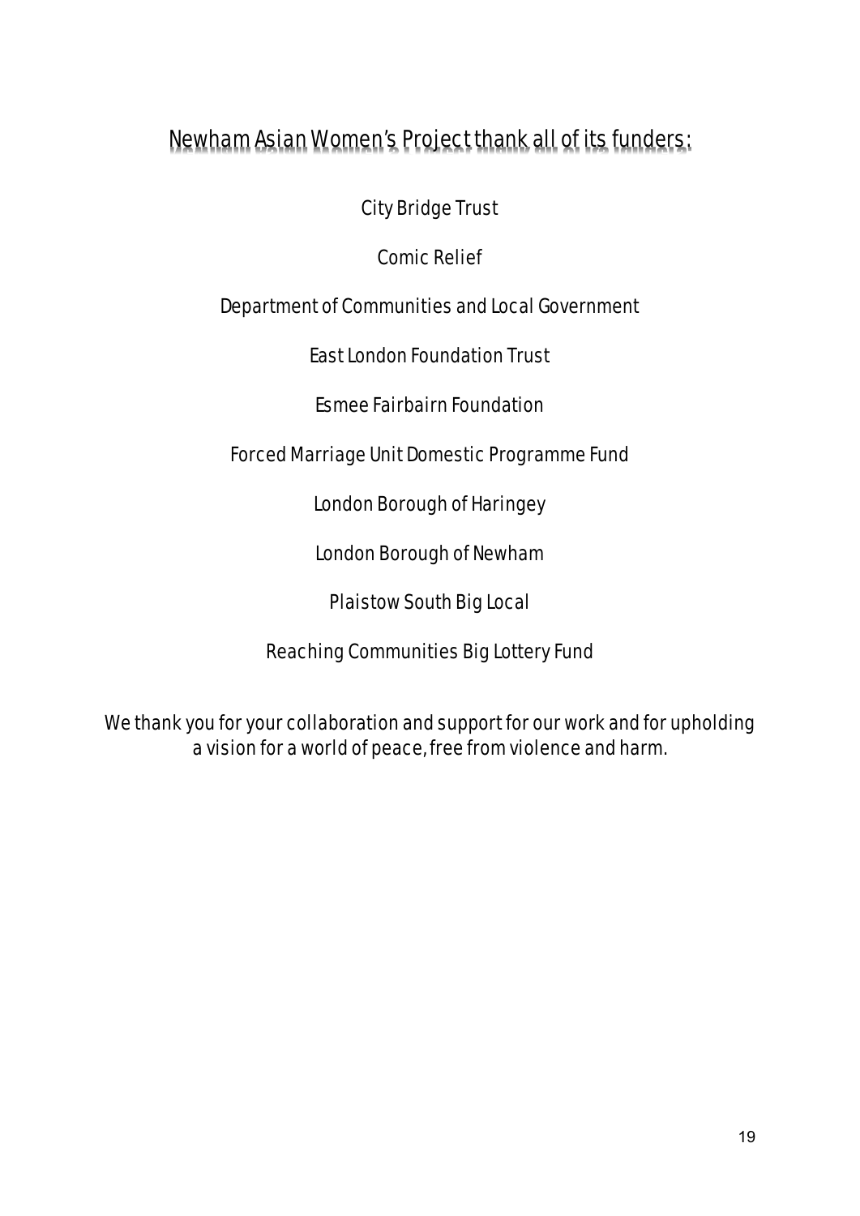## Newham Asian Women's Project thank all of its funders:

City Bridge Trust

Comic Relief

Department of Communities and Local Government

East London Foundation Trust

Esmee Fairbairn Foundation

Forced Marriage Unit Domestic Programme Fund

London Borough of Haringey

London Borough of Newham

Plaistow South Big Local

Reaching Communities Big Lottery Fund

We thank you for your collaboration and support for our work and for upholding a vision for a world of peace, free from violence and harm.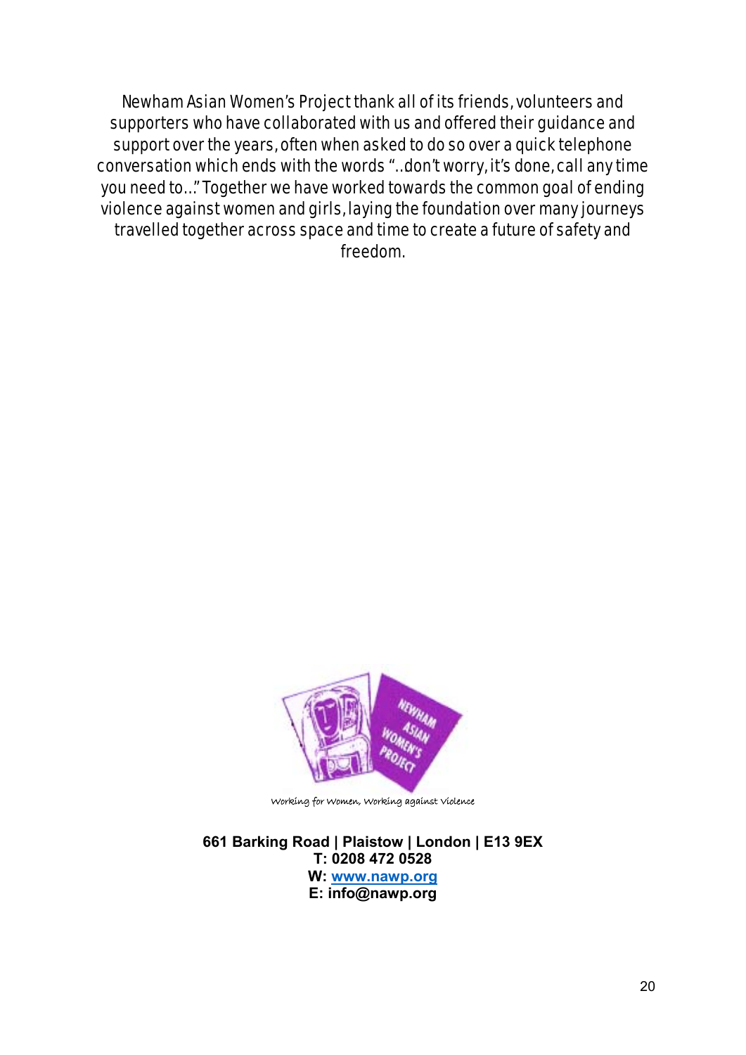Newham Asian Women's Project thank all of its friends, volunteers and supporters who have collaborated with us and offered their guidance and support over the years, often when asked to do so over a quick telephone conversation which ends with the words "..don't worry, it's done, call any time you need to..." Together we have worked towards the common goal of ending violence against women and girls, laying the foundation over many journeys travelled together across space and time to create a future of safety and freedom.

NEWHAM ASIAN WOMEN'S PROJECT

Working for Women, Working against Violence

**661 Barking Road | Plaistow | London | E13 9EX**
**T: 0208 472 0528**
**W: [www.nawp.org](http://www.nawp.org)**
**E: info@nawp.org**